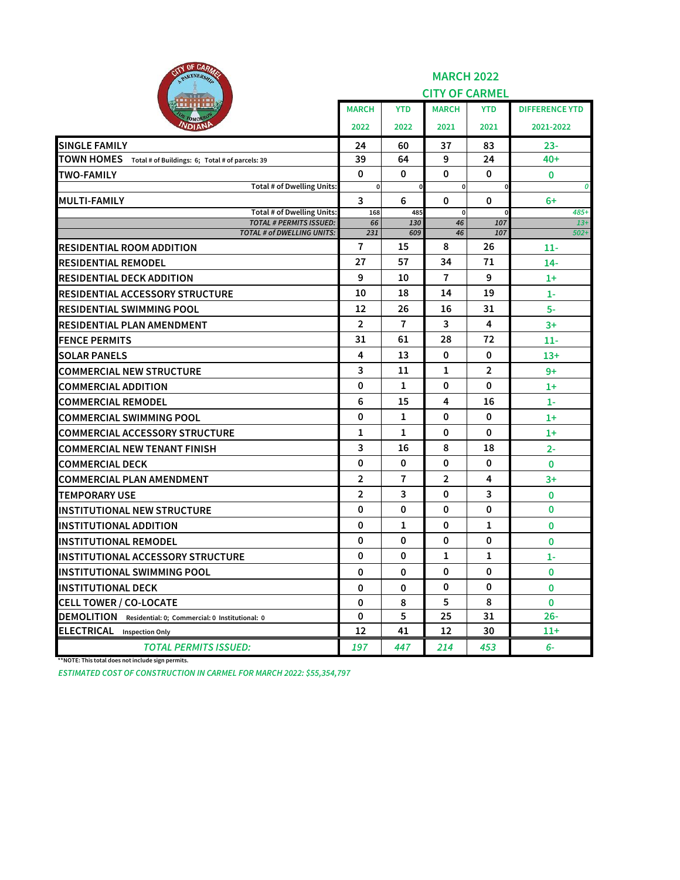## MARCH 2022
## CITY OF CARMEL

| | MARCH 2022 | YTD 2022 | MARCH 2021 | YTD 2021 | DIFFERENCE YTD 2021-2022 |
|---|---|---|---|---|---|
| SINGLE FAMILY | 24 | 60 | 37 | 83 | 23- |
| TOWN HOMES Total # of Buildings: 6; Total # of parcels: 39 | 39 | 64 | 9 | 24 | 40+ |
| TWO-FAMILY | 0 | 0 | 0 | 0 | 0 |
| Total # of Dwelling Units: | 0 | 0 | 0 | 0 | 0 |
| MULTI-FAMILY | 3 | 6 | 0 | 0 | 6+ |
| Total # of Dwelling Units: | 168 | 485 | 0 | 0 | 485+ |
| *TOTAL # PERMITS ISSUED:* | *66* | *130* | *46* | *107* | *13+* |
| *TOTAL # of DWELLING UNITS:* | *231* | *609* | *46* | *107* | *502+* |
| RESIDENTIAL ROOM ADDITION | 7 | 15 | 8 | 26 | 11- |
| RESIDENTIAL REMODEL | 27 | 57 | 34 | 71 | 14- |
| RESIDENTIAL DECK ADDITION | 9 | 10 | 7 | 9 | 1+ |
| RESIDENTIAL ACCESSORY STRUCTURE | 10 | 18 | 14 | 19 | 1- |
| RESIDENTIAL SWIMMING POOL | 12 | 26 | 16 | 31 | 5- |
| RESIDENTIAL PLAN AMENDMENT | 2 | 7 | 3 | 4 | 3+ |
| FENCE PERMITS | 31 | 61 | 28 | 72 | 11- |
| SOLAR PANELS | 4 | 13 | 0 | 0 | 13+ |
| COMMERCIAL NEW STRUCTURE | 3 | 11 | 1 | 2 | 9+ |
| COMMERCIAL ADDITION | 0 | 1 | 0 | 0 | 1+ |
| COMMERCIAL REMODEL | 6 | 15 | 4 | 16 | 1- |
| COMMERCIAL SWIMMING POOL | 0 | 1 | 0 | 0 | 1+ |
| COMMERCIAL ACCESSORY STRUCTURE | 1 | 1 | 0 | 0 | 1+ |
| COMMERCIAL NEW TENANT FINISH | 3 | 16 | 8 | 18 | 2- |
| COMMERCIAL DECK | 0 | 0 | 0 | 0 | 0 |
| COMMERCIAL PLAN AMENDMENT | 2 | 7 | 2 | 4 | 3+ |
| TEMPORARY USE | 2 | 3 | 0 | 3 | 0 |
| INSTITUTIONAL NEW STRUCTURE | 0 | 0 | 0 | 0 | 0 |
| INSTITUTIONAL ADDITION | 0 | 1 | 0 | 1 | 0 |
| INSTITUTIONAL REMODEL | 0 | 0 | 0 | 0 | 0 |
| INSTITUTIONAL ACCESSORY STRUCTURE | 0 | 0 | 1 | 1 | 1- |
| INSTITUTIONAL SWIMMING POOL | 0 | 0 | 0 | 0 | 0 |
| INSTITUTIONAL DECK | 0 | 0 | 0 | 0 | 0 |
| CELL TOWER / CO-LOCATE | 0 | 8 | 5 | 8 | 0 |
| DEMOLITION Residential: 0; Commercial: 0 Institutional: 0 | 0 | 5 | 25 | 31 | 26- |
| ELECTRICAL Inspection Only | 12 | 41 | 12 | 30 | 11+ |
| *TOTAL PERMITS ISSUED:* | *197* | *447* | *214* | *453* | *6-* |

**NOTE: This total does not include sign permits.

*ESTIMATED COST OF CONSTRUCTION IN CARMEL FOR MARCH 2022: $55,354,797*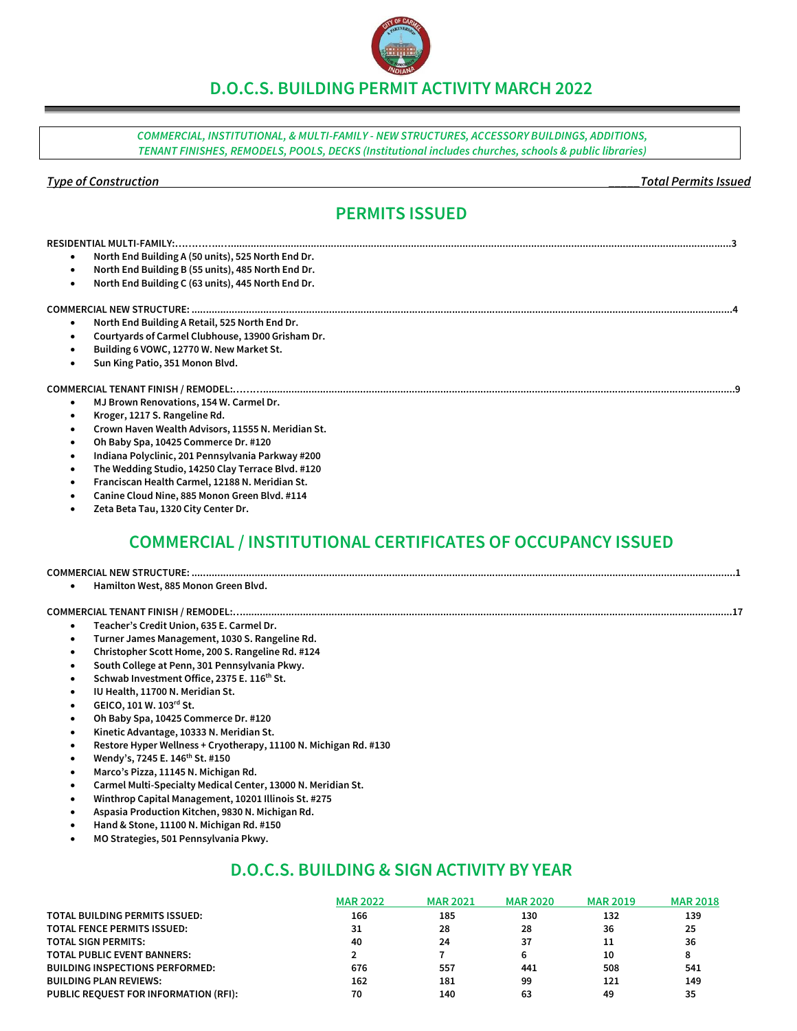# D.O.C.S. BUILDING PERMIT ACTIVITY MARCH 2022

*COMMERCIAL, INSTITUTIONAL, & MULTI-FAMILY - NEW STRUCTURES, ACCESSORY BUILDINGS, ADDITIONS, TENANT FINISHES, REMODELS, POOLS, DECKS (Institutional includes churches, schools & public libraries)*

***Type of Construction*** — ***Total Permits Issued***

## PERMITS ISSUED

**RESIDENTIAL MULTI-FAMILY:** ..................................................3

- **North End Building A (50 units), 525 North End Dr.**
- **North End Building B (55 units), 485 North End Dr.**
- **North End Building C (63 units), 445 North End Dr.**

**COMMERCIAL NEW STRUCTURE:** ..................................................4

- **North End Building A Retail, 525 North End Dr.**
- **Courtyards of Carmel Clubhouse, 13900 Grisham Dr.**
- **Building 6 VOWC, 12770 W. New Market St.**
- **Sun King Patio, 351 Monon Blvd.**

**COMMERCIAL TENANT FINISH / REMODEL:** ..................................................9

- **MJ Brown Renovations, 154 W. Carmel Dr.**
- **Kroger, 1217 S. Rangeline Rd.**
- **Crown Haven Wealth Advisors, 11555 N. Meridian St.**
- **Oh Baby Spa, 10425 Commerce Dr. #120**
- **Indiana Polyclinic, 201 Pennsylvania Parkway #200**
- **The Wedding Studio, 14250 Clay Terrace Blvd. #120**
- **Franciscan Health Carmel, 12188 N. Meridian St.**
- **Canine Cloud Nine, 885 Monon Green Blvd. #114**
- **Zeta Beta Tau, 1320 City Center Dr.**

## COMMERCIAL / INSTITUTIONAL CERTIFICATES OF OCCUPANCY ISSUED

**COMMERCIAL NEW STRUCTURE:** ..................................................1

- **Hamilton West, 885 Monon Green Blvd.**

**COMMERCIAL TENANT FINISH / REMODEL:** ..................................................17

- **Teacher's Credit Union, 635 E. Carmel Dr.**
- **Turner James Management, 1030 S. Rangeline Rd.**
- **Christopher Scott Home, 200 S. Rangeline Rd. #124**
- **South College at Penn, 301 Pennsylvania Pkwy.**
- **Schwab Investment Office, 2375 E. 116th St.**
- **IU Health, 11700 N. Meridian St.**
- **GEICO, 101 W. 103rd St.**
- **Oh Baby Spa, 10425 Commerce Dr. #120**
- **Kinetic Advantage, 10333 N. Meridian St.**
- **Restore Hyper Wellness + Cryotherapy, 11100 N. Michigan Rd. #130**
- **Wendy's, 7245 E. 146th St. #150**
- **Marco's Pizza, 11145 N. Michigan Rd.**
- **Carmel Multi-Specialty Medical Center, 13000 N. Meridian St.**
- **Winthrop Capital Management, 10201 Illinois St. #275**
- **Aspasia Production Kitchen, 9830 N. Michigan Rd.**
- **Hand & Stone, 11100 N. Michigan Rd. #150**
- **MO Strategies, 501 Pennsylvania Pkwy.**

## D.O.C.S. BUILDING & SIGN ACTIVITY BY YEAR

| | MAR 2022 | MAR 2021 | MAR 2020 | MAR 2019 | MAR 2018 |
|---|---|---|---|---|---|
| **TOTAL BUILDING PERMITS ISSUED:** | 166 | 185 | 130 | 132 | 139 |
| **TOTAL FENCE PERMITS ISSUED:** | 31 | 28 | 28 | 36 | 25 |
| **TOTAL SIGN PERMITS:** | 40 | 24 | 37 | 11 | 36 |
| **TOTAL PUBLIC EVENT BANNERS:** | 2 | 7 | 6 | 10 | 8 |
| **BUILDING INSPECTIONS PERFORMED:** | 676 | 557 | 441 | 508 | 541 |
| **BUILDING PLAN REVIEWS:** | 162 | 181 | 99 | 121 | 149 |
| **PUBLIC REQUEST FOR INFORMATION (RFI):** | 70 | 140 | 63 | 49 | 35 |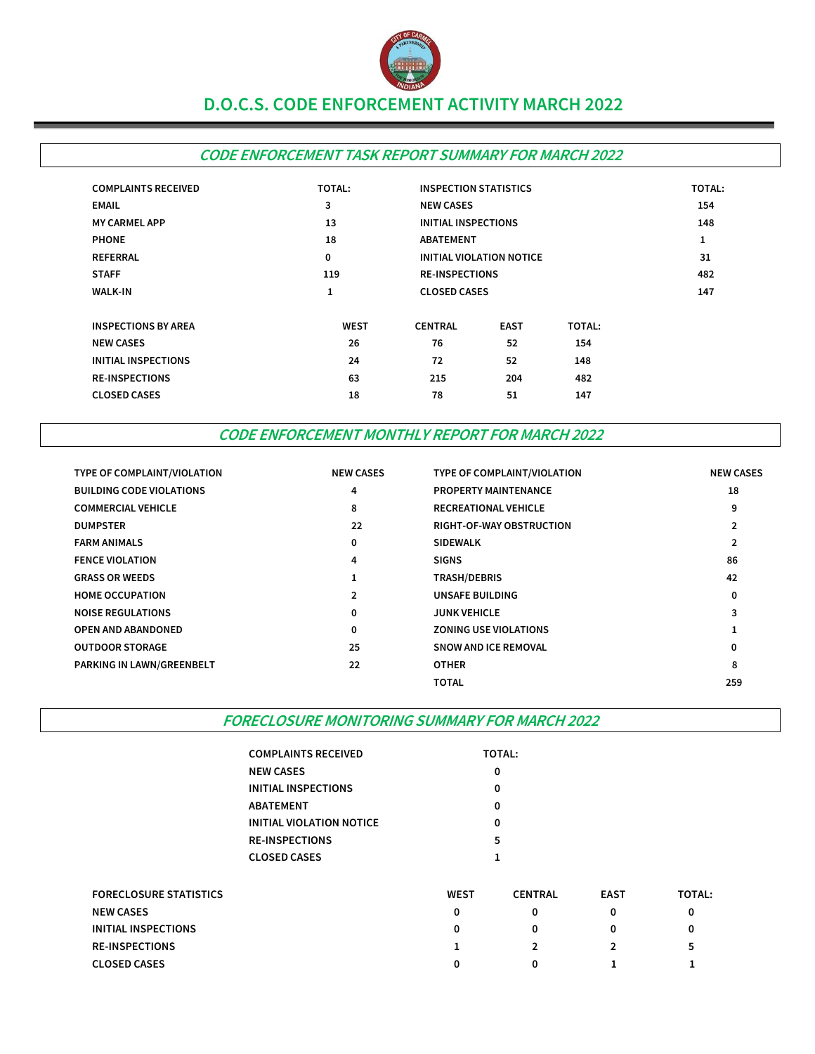# D.O.C.S. CODE ENFORCEMENT ACTIVITY MARCH 2022

## *CODE ENFORCEMENT TASK REPORT SUMMARY FOR MARCH 2022*

| COMPLAINTS RECEIVED | TOTAL: | INSPECTION STATISTICS | TOTAL: |
|---|---|---|---|
| EMAIL | 3 | NEW CASES | 154 |
| MY CARMEL APP | 13 | INITIAL INSPECTIONS | 148 |
| PHONE | 18 | ABATEMENT | 1 |
| REFERRAL | 0 | INITIAL VIOLATION NOTICE | 31 |
| STAFF | 119 | RE-INSPECTIONS | 482 |
| WALK-IN | 1 | CLOSED CASES | 147 |

| INSPECTIONS BY AREA | WEST | CENTRAL | EAST | TOTAL: |
|---|---|---|---|---|
| NEW CASES | 26 | 76 | 52 | 154 |
| INITIAL INSPECTIONS | 24 | 72 | 52 | 148 |
| RE-INSPECTIONS | 63 | 215 | 204 | 482 |
| CLOSED CASES | 18 | 78 | 51 | 147 |

## *CODE ENFORCEMENT MONTHLY REPORT FOR MARCH 2022*

| TYPE OF COMPLAINT/VIOLATION | NEW CASES | TYPE OF COMPLAINT/VIOLATION | NEW CASES |
|---|---|---|---|
| BUILDING CODE VIOLATIONS | 4 | PROPERTY MAINTENANCE | 18 |
| COMMERCIAL VEHICLE | 8 | RECREATIONAL VEHICLE | 9 |
| DUMPSTER | 22 | RIGHT-OF-WAY OBSTRUCTION | 2 |
| FARM ANIMALS | 0 | SIDEWALK | 2 |
| FENCE VIOLATION | 4 | SIGNS | 86 |
| GRASS OR WEEDS | 1 | TRASH/DEBRIS | 42 |
| HOME OCCUPATION | 2 | UNSAFE BUILDING | 0 |
| NOISE REGULATIONS | 0 | JUNK VEHICLE | 3 |
| OPEN AND ABANDONED | 0 | ZONING USE VIOLATIONS | 1 |
| OUTDOOR STORAGE | 25 | SNOW AND ICE REMOVAL | 0 |
| PARKING IN LAWN/GREENBELT | 22 | OTHER | 8 |
| | | TOTAL | 259 |

## *FORECLOSURE MONITORING SUMMARY FOR MARCH 2022*

| COMPLAINTS RECEIVED | TOTAL: |
|---|---|
| NEW CASES | 0 |
| INITIAL INSPECTIONS | 0 |
| ABATEMENT | 0 |
| INITIAL VIOLATION NOTICE | 0 |
| RE-INSPECTIONS | 5 |
| CLOSED CASES | 1 |

| FORECLOSURE STATISTICS | WEST | CENTRAL | EAST | TOTAL: |
|---|---|---|---|---|
| NEW CASES | 0 | 0 | 0 | 0 |
| INITIAL INSPECTIONS | 0 | 0 | 0 | 0 |
| RE-INSPECTIONS | 1 | 2 | 2 | 5 |
| CLOSED CASES | 0 | 0 | 1 | 1 |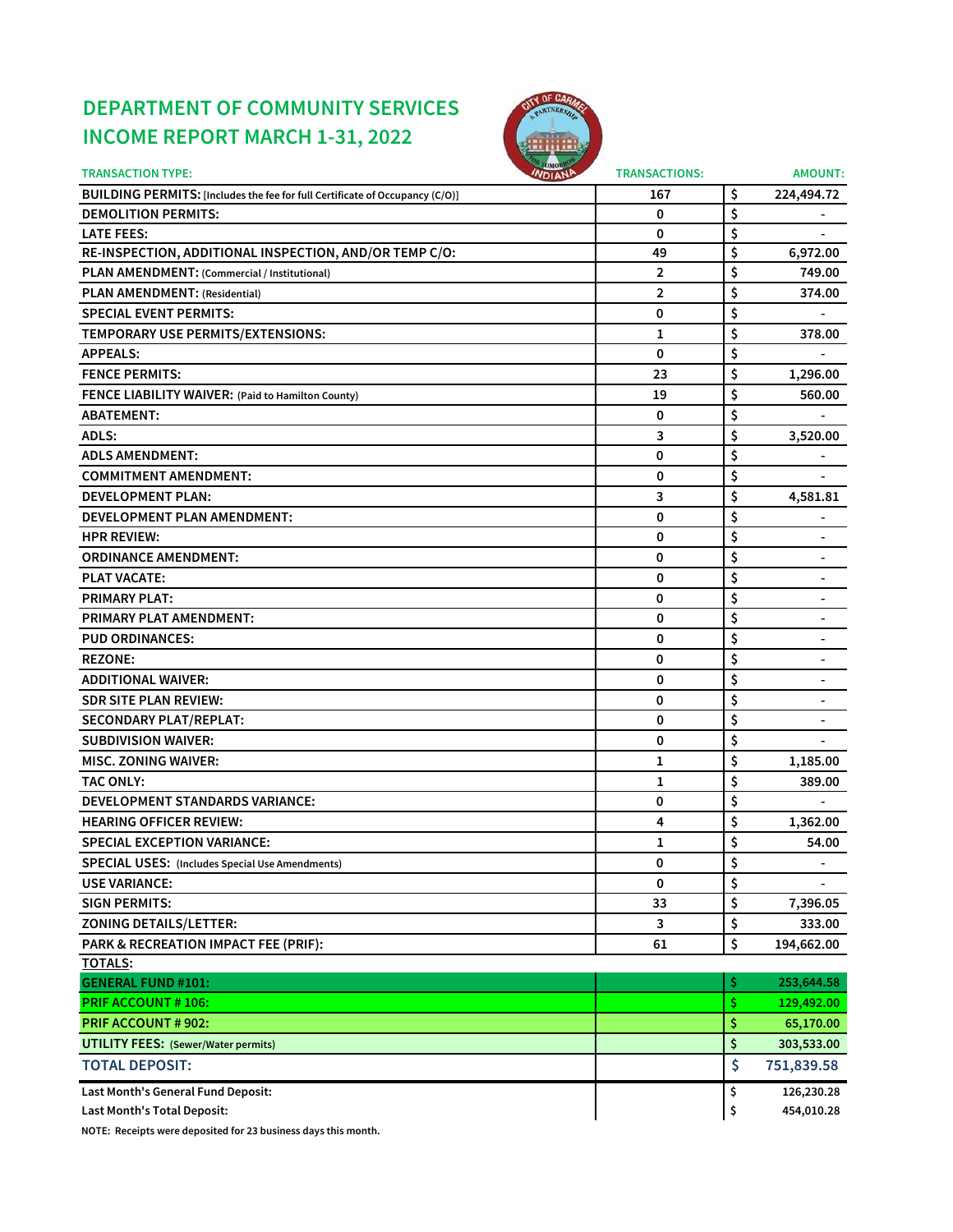# DEPARTMENT OF COMMUNITY SERVICES
# INCOME REPORT MARCH 1-31, 2022

| TRANSACTION TYPE: | TRANSACTIONS: | AMOUNT: |
|---|---|---|
| **BUILDING PERMITS:** [Includes the fee for full Certificate of Occupancy (C/O)] | 167 | $ 224,494.72 |
| **DEMOLITION PERMITS:** | 0 | $ - |
| **LATE FEES:** | 0 | $ - |
| **RE-INSPECTION, ADDITIONAL INSPECTION, AND/OR TEMP C/O:** | 49 | $ 6,972.00 |
| **PLAN AMENDMENT:** (Commercial / Institutional) | 2 | $ 749.00 |
| **PLAN AMENDMENT:** (Residential) | 2 | $ 374.00 |
| **SPECIAL EVENT PERMITS:** | 0 | $ - |
| **TEMPORARY USE PERMITS/EXTENSIONS:** | 1 | $ 378.00 |
| **APPEALS:** | 0 | $ - |
| **FENCE PERMITS:** | 23 | $ 1,296.00 |
| **FENCE LIABILITY WAIVER:** (Paid to Hamilton County) | 19 | $ 560.00 |
| **ABATEMENT:** | 0 | $ - |
| **ADLS:** | 3 | $ 3,520.00 |
| **ADLS AMENDMENT:** | 0 | $ - |
| **COMMITMENT AMENDMENT:** | 0 | $ - |
| **DEVELOPMENT PLAN:** | 3 | $ 4,581.81 |
| **DEVELOPMENT PLAN AMENDMENT:** | 0 | $ - |
| **HPR REVIEW:** | 0 | $ - |
| **ORDINANCE AMENDMENT:** | 0 | $ - |
| **PLAT VACATE:** | 0 | $ - |
| **PRIMARY PLAT:** | 0 | $ - |
| **PRIMARY PLAT AMENDMENT:** | 0 | $ - |
| **PUD ORDINANCES:** | 0 | $ - |
| **REZONE:** | 0 | $ - |
| **ADDITIONAL WAIVER:** | 0 | $ - |
| **SDR SITE PLAN REVIEW:** | 0 | $ - |
| **SECONDARY PLAT/REPLAT:** | 0 | $ - |
| **SUBDIVISION WAIVER:** | 0 | $ - |
| **MISC. ZONING WAIVER:** | 1 | $ 1,185.00 |
| **TAC ONLY:** | 1 | $ 389.00 |
| **DEVELOPMENT STANDARDS VARIANCE:** | 0 | $ - |
| **HEARING OFFICER REVIEW:** | 4 | $ 1,362.00 |
| **SPECIAL EXCEPTION VARIANCE:** | 1 | $ 54.00 |
| **SPECIAL USES:** (Includes Special Use Amendments) | 0 | $ - |
| **USE VARIANCE:** | 0 | $ - |
| **SIGN PERMITS:** | 33 | $ 7,396.05 |
| **ZONING DETAILS/LETTER:** | 3 | $ 333.00 |
| **PARK & RECREATION IMPACT FEE (PRIF):** | 61 | $ 194,662.00 |
| **TOTALS:** | | |
| **GENERAL FUND #101:** | | $ 253,644.58 |
| **PRIF ACCOUNT # 106:** | | $ 129,492.00 |
| **PRIF ACCOUNT # 902:** | | $ 65,170.00 |
| **UTILITY FEES:** (Sewer/Water permits) | | $ 303,533.00 |
| **TOTAL DEPOSIT:** | | $ 751,839.58 |
| **Last Month's General Fund Deposit:** | | $ 126,230.28 |
| **Last Month's Total Deposit:** | | $ 454,010.28 |

**NOTE: Receipts were deposited for 23 business days this month.**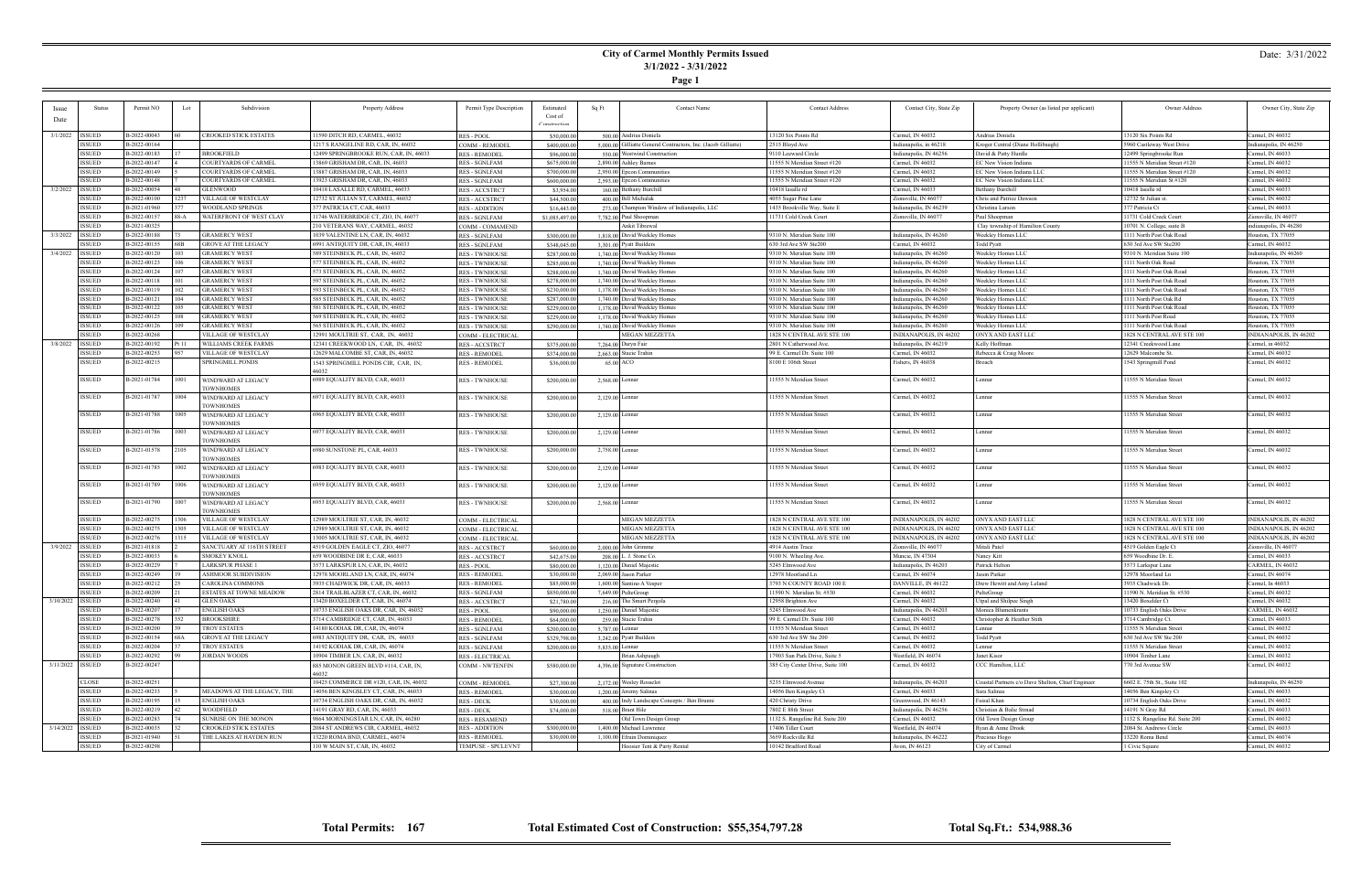# City of Carmel Monthly Permits Issued

**3/1/2022 - 3/31/2022**

**Page 1**

Date: 3/31/2022

| Issue Date | Status | Permit NO | Lot | Subdivision | Property Address | Permit Type Description | Estimated Cost of Construction | Sq Ft | Contact Name | Contact Address | Contact City, State Zip | Property Owner (as listed per applicant) | Owner Address | Owner City, State Zip |
|---|---|---|---|---|---|---|---|---|---|---|---|---|---|---|
| 3/1/2022 | ISSUED | B-2022-00043 | 60 | CROOKED STICK ESTATES | 11590 DITCH RD, CARMEL, 46032 | RES - POOL | $50,000.00 | 500.00 | Andreas Doniels | 13120 Six Points Rd | Carmel, IN 46032 | Andreas Doniels | 13120 Six Points Rd | Carmel, IN 46032 |
| | ISSUED | B-2022-00164 | | | 1217 S RANGELINE RD, CAR, IN, 46032 | COMM - REMODEL | $400,000.00 | 5,000.00 | Gilliatte General Contractors, Inc. (Jacob Gilliatte) | 2515 Bloyd Ave | Indianapolis, in 46218 | Kroger Central (Diane Hoffsbaugh) | 5960 Castleway West Drive | Indianapolis, IN 46250 |
| | ISSUED | B-2022-00183 | 17 | BROOKFIELD | 12499 SPRINGBROOKE RUN, CAR, IN, 46033 | RES - REMODEL | $96,000.00 | 550.00 | Westwind Construction | 9110 Leeward Circle | Indianapolis, IN 46256 | David & Patty Hurdle | 12499 Springbrooke Run | Carmel, IN 46033 |
| | ISSUED | B-2022-00147 | 4 | COURTYARDS OF CARMEL | 13869 GRISHAM DR, CAR, IN, 46033 | RES - SGNLFAM | $675,000.00 | 2,890.00 | Ashley Barnes | 11555 N Meridian Street #120 | Carmel, IN 46032 | EC New Vision Indiana | 11555 N Meridian Street #120 | Carmel, IN 46032 |
| | ISSUED | B-2022-00149 | 5 | COURTYARDS OF CARMEL | 13887 GRISHAM DR, CAR, IN, 46033 | RES - SGNLFAM | $700,000.00 | 2,950.00 | Epcon Communities | 11555 N Meridian Street #120 | Carmel, IN 46032 | EC New Vision Indiana LLC | 11555 N Meridian Street #120 | Carmel, IN 46032 |
| | ISSUED | B-2022-00148 | 7 | COURTYARDS OF CARMEL | 13923 GRISHAM DR, CAR, IN, 46033 | RES - SGNLFAM | $600,000.00 | 2,593.00 | Epcon Communities | 11555 N Meridian Street #120 | Carmel, IN 46032 | EC New Vision Indiana LLC | 11555 N Meridian St #120 | Carmel, IN 46032 |
| 3/2/2022 | ISSUED | B-2022-00054 | 48 | GLENWOOD | 10418 LASALLE RD, CARMEL, 46033 | RES - ACCSTRCT | $3,954.00 | 160.00 | Bethany Burchill | 10418 lasalle rd | Carmel, IN 46033 | Bethany Burchill | 10418 lasalle rd | Carmel, IN 46033 |
| | ISSUED | B-2022-00100 | 1237 | VILLAGE OF WESTCLAY | 12732 ST JULIAN ST, CARMEL, 46032 | RES - ACCSTRCT | $44,500.00 | 400.00 | Bill Michalak | 4055 Sugar Pine Lane | Zionsville, IN 46077 | Chris and Patrice Dawson | 12732 St Julian st. | Carmel, IN 46032 |
| | ISSUED | B-2021-01960 | 377 | WOODLAND SPRINGS | 377 PATRICIA CT, CAR, 46033 | RES - ADDITION | $16,443.00 | 273.00 | Champion Window of Indianapolis, LLC | 1435 Brookville Way, Suite E | Indianapolis, IN 46239 | Christina Larsen | 377 Patricia Ct | Carmel, IN 46033 |
| | ISSUED | B-2022-00157 | 88-A | WATERFRONT OF WEST CLAY | 11746 WATERBRIDGE CT, ZIO, IN, 46077 | RES - SGNLFAM | $1,085,497.00 | 7,782.00 | Paul Shoopman | 11731 Cold Creek Court | Zionsville, IN 46077 | Paul Shoopman | 11731 Cold Creek Court | Zionsville, IN 46077 |
| | ISSUED | B-2021-00325 | | | 210 VETERANS WAY, CARMEL, 46032 | COMM - COMAMEND | | | Ankit Tibrewal | | | Clay township of Hamilton County | 10701 N. College, suite B | indianapolis, IN 46280 |
| 3/3/2022 | ISSUED | B-2022-00188 | 73 | GRAMERCY WEST | 1039 VALENTINE LN, CAR, IN, 46032 | RES - SGNLFAM | $300,000.00 | 1,818.00 | David Weekley Homes | 9310 N. Meridian Suite 100 | Indianapolis, IN 46260 | Weekley Homes LLC | 1111 North Post Oak Road | Houston, TX 77055 |
| | ISSUED | B-2022-00155 | 68B | GROVE AT THE LEGACY | 6991 ANTIQUITY DR, CAR, IN, 46033 | RES - SGNLFAM | $348,045.00 | 3,301.00 | Pyatt Builders | 630 3rd Ave SW Ste200 | Carmel, IN 46032 | Todd Pyatt | 630 3rd Ave SW Ste200 | Carmel, IN 46032 |
| 3/4/2022 | ISSUED | B-2022-00120 | 103 | GRAMERCY WEST | 589 STEINBECK PL, CAR, IN, 46032 | RES - TWNHOUSE | $287,000.00 | 1,740.00 | David Weekley Homes | 9310 N. Meridian Suite 100 | Indianapolis, IN 46260 | Weekley Homes LLC | 9310 N. Meridian Suite 100 | Indianapolis, IN 46260 |
| | ISSUED | B-2022-00123 | 106 | GRAMERCY WEST | 577 STEINBECK PL, CAR, IN, 46032 | RES - TWNHOUSE | $285,000.00 | 1,740.00 | David Weekley Homes | 9310 N. Meridian Suite 100 | Indianapolis, IN 46260 | Weekley Homes LLC | 1111 North Oak Road | Houston, TX 77055 |
| | ISSUED | B-2022-00124 | 107 | GRAMERCY WEST | 573 STEINBECK PL, CAR, IN, 46032 | RES - TWNHOUSE | $288,000.00 | 1,740.00 | David Weekley Homes | 9310 N. Meridian Suite 100 | Indianapolis, IN 46260 | Weekley Homes LLC | 1111 North Post Oak Road | Houston, TX 77055 |
| | ISSUED | B-2022-00118 | 101 | GRAMERCY WEST | 597 STEINBECK PL, CAR, IN, 46032 | RES - TWNHOUSE | $278,000.00 | 1,740.00 | David Weekley Homes | 9310 N. Meridian Suite 100 | Indianapolis, IN 46260 | Weekley Homes LLC | 1111 North Post Oak Road | Houston, TX 77055 |
| | ISSUED | B-2022-00119 | 102 | GRAMERCY WEST | 593 STEINBECK PL, CAR, IN, 46032 | RES - TWNHOUSE | $230,000.00 | 1,178.00 | David Weekley Homes | 9310 N. Meridian Suite 100 | Indianapolis, IN 46260 | Weekley Homes LLC | 1111 North Post Oak Road | Houston, TX 77055 |
| | ISSUED | B-2022-00121 | 104 | GRAMERCY WEST | 585 STEINBECK PL, CAR, IN, 46032 | RES - TWNHOUSE | $287,000.00 | 1,740.00 | David Weekley Homes | 9310 N. Meridian Suite 100 | Indianapolis, IN 46260 | Weekley Homes LLC | 1111 North Post Oak Rd | Houston, TX 77055 |
| | ISSUED | B-2022-00122 | 105 | GRAMERCY WEST | 581 STEINBECK PL, CAR, IN, 46032 | RES - TWNHOUSE | $229,000.00 | 1,178.00 | David Weekley Homes | 9310 N. Meridian Suite 100 | Indianapolis, IN 46260 | Weekley Homes LLC | 1111 North Post Oak Road | Houston, TX 77055 |
| | ISSUED | B-2022-00125 | 108 | GRAMERCY WEST | 569 STEINBECK PL, CAR, IN, 46032 | RES - TWNHOUSE | $229,000.00 | 1,178.00 | David Weekley Homes | 9310 N. Meridian Suite 100 | Indianapolis, IN 46260 | Weekley Homes LLC | 1111 North Post Road | Houston, TX 77055 |
| | ISSUED | B-2022-00126 | 109 | GRAMERCY WEST | 565 STEINBECK PL, CAR, IN, 46032 | RES - TWNHOUSE | $290,000.00 | 1,740.00 | David Weekley Homes | 9310 N. Meridian Suite 100 | Indianapolis, IN 46260 | Weekley Homes LLC | 1111 North Post Oak Road | Houston, TX 77055 |
| | ISSUED | B-2022-00268 | | VILLAGE OF WESTCLAY | 12991 MOULTRIE ST, CAR, IN, 46032 | COMM - ELECTRICAL | | | MEGAN MEZZETTA | 1828 N CENTRAL AVE STE 100 | INDIANAPOLIS, IN 46202 | ONYX AND EAST LLC | 1828 N CENTRAL AVE STE 100 | INDIANAPOLIS, IN 46202 |
| 3/8/2022 | ISSUED | B-2022-00192 | Pt 11 | WILLIAMS CREEK FARMS | 12341 CREEKWOOD LN, CAR, IN, 46032 | RES - ACCSTRCT | $375,000.00 | 7,264.00 | Doyn Fair | 2801 N Catherwood Ave. | Indianapolis, IN 46219 | Kelly Hoffman | 12341 Creekwood Lane | Carmel, in 46032 |
| | ISSUED | B-2022-00253 | 957 | VILLAGE OF WESTCLAY | 12629 MALCOMBE ST, CAR, IN, 46032 | RES - REMODEL | $374,000.00 | 2,663.00 | Stacie Trahin | 99 E. Carmel Dr. Suite 100 | Carmel, IN 46032 | Rebecca & Craig Moore | 12629 Malcombe St. | Carmel, IN 46032 |
| | ISSUED | B-2022-00215 | | SPRINGMILL PONDS | 1543 SPRINGMILL PONDS CIR, CAR, IN, 46032 | RES - REMODEL | $36,000.00 | 65.00 | ACO | 8100 E 106th Street | Fishers, IN 46038 | Broach | 1543 Springmill Pond | Carmel, IN 46032 |
| | ISSUED | B-2021-01784 | 1001 | WINDWARD AT LEGACY TOWNHOMES | 6989 EQUALITY BLVD, CAR, 46033 | RES - TWNHOUSE | $200,000.00 | 2,568.00 | Lennar | 11555 N Meridian Street | Carmel, IN 46032 | Lennar | 11555 N Meridian Street | Carmel, IN 46032 |
| | ISSUED | B-2021-01787 | 1004 | WINDWARD AT LEGACY TOWNHOMES | 6971 EQUALITY BLVD, CAR, 46033 | RES - TWNHOUSE | $200,000.00 | 2,129.00 | Lennar | 11555 N Meridian Street | Carmel, IN 46032 | Lennar | 11555 N Meridian Street | Carmel, IN 46032 |
| | ISSUED | B-2021-01788 | 1005 | WINDWARD AT LEGACY TOWNHOMES | 6965 EQUALITY BLVD, CAR, 46033 | RES - TWNHOUSE | $200,000.00 | 2,129.00 | Lennar | 11555 N Meridian Street | Carmel, IN 46032 | Lennar | 11555 N Meridian Street | Carmel, IN 46032 |
| | ISSUED | B-2021-01786 | 1003 | WINDWARD AT LEGACY TOWNHOMES | 6977 EQUALITY BLVD, CAR, 46033 | RES - TWNHOUSE | $200,000.00 | 2,129.00 | Lennar | 11555 N Meridian Street | Carmel, IN 46032 | Lennar | 11555 N Meridian Street | Carmel, IN 46032 |
| | ISSUED | B-2021-01578 | 2105 | WINDWARD AT LEGACY TOWNHOMES | 6980 SUNSTONE PL, CAR, 46033 | RES - TWNHOUSE | $200,000.00 | 2,758.00 | Lennar | 11555 N Meridian Street | Carmel, IN 46032 | Lennar | 11555 N Meridian Street | Carmel, IN 46032 |
| | ISSUED | B-2021-01785 | 1002 | WINDWARD AT LEGACY TOWNHOMES | 6983 EQUALITY BLVD, CAR, 46033 | RES - TWNHOUSE | $200,000.00 | 2,129.00 | Lennar | 11555 N Meridian Street | Carmel, IN 46032 | Lennar | 11555 N Meridian Street | Carmel, IN 46032 |
| | ISSUED | B-2021-01789 | 1006 | WINDWARD AT LEGACY TOWNHOMES | 6959 EQUALITY BLVD, CAR, 46033 | RES - TWNHOUSE | $200,000.00 | 2,129.00 | Lennar | 11555 N Meridian Street | Carmel, IN 46032 | Lennar | 11555 N Meridian Street | Carmel, IN 46032 |
| | ISSUED | B-2021-01790 | 1007 | WINDWARD AT LEGACY TOWNHOMES | 6953 EQUALITY BLVD, CAR, 46033 | RES - TWNHOUSE | $200,000.00 | 2,568.00 | Lennar | 11555 N Meridian Street | Carmel, IN 46032 | Lennar | 11555 N Meridian Street | Carmel, IN 46032 |
| | ISSUED | B-2022-00275 | 1306 | VILLAGE OF WESTCLAY | 12989 MOULTRIE ST, CAR, IN, 46032 | COMM - ELECTRICAL | | | MEGAN MEZZETTA | 1828 N CENTRAL AVE STE 100 | INDIANAPOLIS, IN 46202 | ONYX AND EAST LLC | 1828 N CENTRAL AVE STE 100 | INDIANAPOLIS, IN 46202 |
| | ISSUED | B-2022-00275 | 1305 | VILLAGE OF WESTCLAY | 12989 MOULTRIE ST, CAR, IN, 46032 | COMM - ELECTRICAL | | | MEGAN MEZZETTA | 1828 N CENTRAL AVE STE 100 | INDIANAPOLIS, IN 46202 | ONYX AND EAST LLC | 1828 N CENTRAL AVE STE 100 | INDIANAPOLIS, IN 46202 |
| | ISSUED | B-2022-00276 | 1315 | VILLAGE OF WESTCLAY | 13005 MOULTRIE ST, CAR, IN, 46032 | COMM - ELECTRICAL | | | MEGAN MEZZETTA | 1828 N CENTRAL AVE STE 100 | INDIANAPOLIS, IN 46202 | ONYX AND EAST LLC | 1828 N CENTRAL AVE STE 100 | INDIANAPOLIS, IN 46202 |
| 3/9/2022 | ISSUED | B-2021-01818 | 2 | SANCTUARY AT 116TH STREET | 4519 GOLDEN EAGLE CT, ZIO, 46077 | RES - ACCSTRCT | $60,000.00 | 2,000.00 | John Grimme | 4914 Austin Trace | Zionsville, IN 46077 | Mitali Patel | 4519 Golden Eagle Ct | Zionsville, IN 46077 |
| | ISSUED | B-2022-00033 | 6 | SMOKEY KNOLL | 659 WOODBINE DR E, CAR, 46033 | RES - ACCSTRCT | $42,675.00 | 208.00 | L. J. Stone Co. | 9100 N. Wheeling Ave. | Muncie, IN 47304 | Nancy Kitt | 659 Woodbine Dr. E. | Carmel, IN 46033 |
| | ISSUED | B-2022-00229 | 7 | LARKSPUR PHASE 1 | 3573 LARKSPUR LN, CAR, IN, 46032 | RES - POOL | $80,000.00 | 1,120.00 | Daniel Majestic | 5245 Elmwood Ave | Indianapolis, IN 46203 | Patrick Helton | 3573 Larkspur Lane | CARMEL, IN 46032 |
| | ISSUED | B-2022-00249 | 19 | ASHMOOR SUBDIVISION | 12978 MOORLAND LN, CAR, IN, 46074 | RES - REMODEL | $30,000.00 | 2,069.00 | Jason Parker | 12978 Moorland Ln | Carmel, IN 46074 | Jason Parker | 12978 Moorland Ln | Carmel, IN 46074 |
| | ISSUED | B-2022-00212 | 25 | CAROLINA COMMONS | 3935 CHADWICK DR, CAR, IN, 46033 | RES - REMODEL | $85,000.00 | 1,600.00 | Santino A Vesper | 3793 N COUNTY ROAD 100 E | DANVILLE, IN 46122 | Drew Hewitt and Amy Leland | 3935 Chadwick Dr. | Carmel, In 46033 |
| | ISSUED | B-2022-00209 | 21 | ESTATES AT TOWNE MEADOW | 2814 TRAILBLAZER CT, CAR, IN, 46032 | RES - SGNLFAM | $850,000.00 | 7,649.00 | PulteGroup | 11590 N. Meridian St. #530 | Carmel, IN 46032 | PulteGroup | 11590 N. Meridian St. #530 | Carmel, IN 46032 |
| 3/10/2022 | ISSUED | B-2022-00240 | 41 | GLEN OAKS | 13420 BOXELDER CT, CAR, IN, 46074 | RES - ACCSTRCT | $21,780.00 | 216.00 | The Smart Pergola | 12958 Brighton Ave | Carmel, IN 46032 | Utpal and Shilpee Singh | 13420 Boxelder Ct | Carmel, IN 46032 |
| | ISSUED | B-2022-00207 | 17 | ENGLISH OAKS | 10733 ENGLISH OAKS DR, CAR, IN, 46032 | RES - POOL | $90,000.00 | 1,250.00 | Daniel Majestic | 5245 Elmwood Ave | Indianapolis, IN 46203 | Monica Blumenkrants | 10733 English Oaks Drive | CARMEL, IN 46032 |
| | ISSUED | B-2022-00278 | 352 | BROOKSHIRE | 3714 CAMBRIDGE CT, CAR, IN, 46033 | RES - REMODEL | $64,000.00 | 259.00 | Stacie Trahin | 99 E. Carmel Dr. Suite 100 | Carmel, IN 46032 | Christopher & Heather Stith | 3714 Cambridge Ct. | Carmel, IN 46033 |
| | ISSUED | B-2022-00200 | 39 | TROY ESTATES | 14180 KODIAK DR, CAR, IN, 46074 | RES - SGNLFAM | $200,000.00 | 5,787.00 | Lennar | 11555 N Meridian Street | Carmel, IN 46032 | Lennar | 11555 N Meridian Street | Carmel, IN 46032 |
| | ISSUED | B-2022-00154 | 68A | GROVE AT THE LEGACY | 6983 ANTIQUITY DR, CAR, IN, 46033 | RES - SGNLFAM | $329,798.00 | 3,242.00 | Pyatt Builders | 630 3rd Ave SW Ste 200 | Carmel, IN 46032 | Todd Pyatt | 630 3rd Ave SW Ste 200 | Carmel, IN 46032 |
| | ISSUED | B-2022-00204 | 37 | TROY ESTATES | 14192 KODIAK DR, CAR, IN, 46074 | RES - SGNLFAM | $200,000.00 | 5,835.00 | Lennar | 11555 N Meridian Street | Carmel, IN 46032 | Lennar | 11555 N Meridian Street | Carmel, IN 46032 |
| | ISSUED | B-2022-00292 | 99 | JORDAN WOODS | 10904 TIMBER LN, CAR, IN, 46032 | RES - ELECTRICAL | | | Brian Ashpaugh | 17903 Sun Park Drive, Suite 5 | Westfield, IN 46074 | Janet Kisor | 10904 Timber Lane | Carmel, IN 46032 |
| 3/11/2022 | ISSUED | B-2022-00247 | | | 885 MONON GREEN BLVD #114, CAR, IN, 46032 | COMM - NWTENFIN | $580,000.00 | 4,396.00 | Signature Construction | 385 City Center Drive, Suite 100 | Carmel, IN 46032 | CCC Hamilton, LLC | 770 3rd Avenue SW | Carmel, IN 46032 |
| | CLOSE | B-2022-00251 | | | 10425 COMMERCE DR #120, CAR, IN, 46032 | COMM - REMODEL | $27,300.00 | 2,172.00 | Wesley Rosselot | 5235 Elmwood Avenue | Indianapolis, IN 46203 | Coastal Partners c/o Dave Shelton, Chief Engineer | 6602 E. 75th St., Suite 102 | Indianapolis, IN 46250 |
| | ISSUED | B-2022-00233 | 5 | MEADOWS AT THE LEGACY, THE | 14056 BEN KINGSLEY CT, CAR, IN, 46033 | RES - REMODEL | $30,000.00 | 1,200.00 | Jeremy Salinas | 14056 Ben Kingsley Ct | Carmel, IN 46033 | Sara Salinas | 14056 Ben Kingsley Ct | Carmel, IN 46033 |
| | ISSUED | B-2022-00195 | 15 | ENGLISH OAKS | 10734 ENGLISH OAKS DR, CAR, IN, 46032 | RES - DECK | $30,000.00 | 400.00 | Indy Landscape Concepts / Ben Brunni | 420 Christy Drive | Greenwood, IN 46143 | Faisal Khan | 10734 English Oaks Drive | Carmel, IN 46032 |
| | ISSUED | B-2022-00219 | 42 | WOODFIELD | 14191 GRAY RD, CAR, IN, 46033 | RES - DECK | $74,000.00 | 518.00 | Brant Hile | 7802 E 88th Street | Indianapolis, IN 46256 | Christian & Balie Stmad | 14191 N Gray Rd | Carmel, IN 46033 |
| | ISSUED | B-2022-00283 | 74 | SUNRISE ON THE MONON | 9864 MORNINGSTAR LN, CAR, IN, 46280 | RES - RESAMEND | | | Old Town Design Group | 1132 S. Rangeline Rd. Suite 200 | Carmel, IN 46032 | Old Town Design Group | 1132 S. Rangeline Rd. Suite 200 | Carmel, IN 46032 |
| 3/14/2022 | ISSUED | B-2022-00035 | 32 | CROOKED STICK ESTATES | 2084 ST ANDREWS CIR, CARMEL, 46032 | RES - ADDITION | $300,000.00 | 1,400.00 | Michael Lawrence | 17406 Tiller Court | Westfield, IN 46074 | Ryan & Anne Drook | 2084 St. Andrews Circle | Carmel, IN 46033 |
| | ISSUED | B-2022-01940 | 51 | THE LAKES AT HAYDEN RUN | 13220 ROMA BND, CARMEL, 46074 | RES - REMODEL | $30,000.00 | 1,100.00 | Efrain Dominiquez | 3659 Rockville Rd | Indianapolis, IN 46222 | Precious Hogo | 13220 Roma Bend | Carmel, IN 46074 |
| | ISSUED | B-2022-00298 | | | 110 W MAIN ST, CAR, IN, 46032 | TEMPUSE - SPCLEVNT | | | Hoosier Tent & Party Rental | 10142 Bradford Road | Avon, IN 46123 | City of Carmel | 1 Civic Square | Carmel, IN 46032 |

**Total Permits: 167** **Total Estimated Cost of Construction: $55,354,797.28** **Total Sq.Ft.: 534,988.36**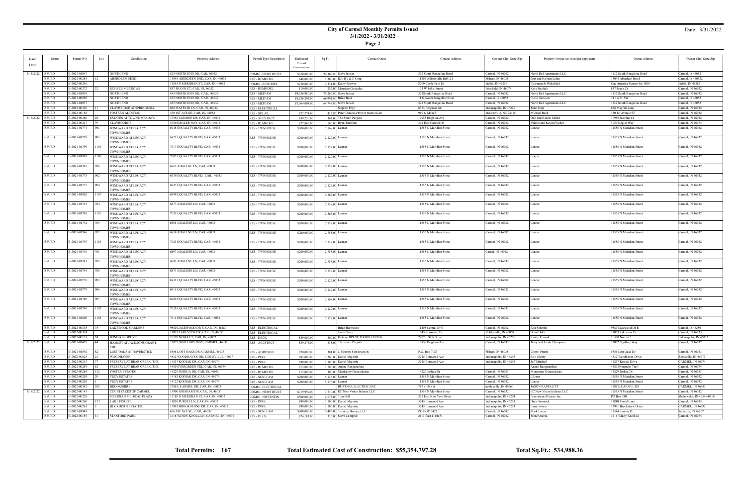# City of Carmel Monthly Permits Issued

**3/1/2022 - 3/31/2022**

Date: 3/31/2022

| Issue Date | Status | Permit NO | Lot | Subdivision | Property Address | Permit Type Description | Estimated Cost of Construction | Sq Ft | Contact Name | Contact Address | Contact City, State Zip | Property Owner (as listed per applicant) | Owner Address | Owner City, State Zip |
|---|---|---|---|---|---|---|---|---|---|---|---|---|---|---|
| 3/15/2022 | ISSUED | B-2021-01047 | | NORTH END | 525 NORTH END DR, CAR, 46032 | COMM - NEWSTRUCT | $850,000.00 | 24,308.00 | Steve Jansen | 522 South Rangeline Road | Carmel, IN 46032 | North End Apartments LLC | 1132 South Rangeline Road | Carmel, In 46032 |
| | ISSUED | B-2022-00284 | 12 | ABERDEEN BEND | 13048 ABERDEEN BND, CAR, IN, 46032 | RES - REMODEL | $48,000.00 | 1,300.00 | RJE R J & E Corp | 11807 Allisonville Rd#121 | Fishers, IN 46038 | Bart and Kirsten Lefan | 13048 Aberdeen Bend | Carmel, In 460332 |
| | ISSUED | B-2022-00246 | | | 11555 N MERIDIAN ST, CAR, IN, 46032 | COMM - REMODEL | $250,000.00 | 4,334.00 | Kathy Brewer | 8709 Castle Park Dr | Indpls, IN 46256 | Cushman & Wakefield | One America Square Ste 1800 | Indpls, IN 46282 |
| | ISSUED | B-2022-00272 | 32 | ROHRER MEADOWS | 857 JOANN CT, CAR, IN, 46032 | RES - REMODEL | $10,000.00 | 252.00 | Mauricio Gonzalez | 133 W 161st Street | Westfield, IN 46074 | Kyle Burdick | 857 Joann Ct | Carmel, IN 46032 |
| | ISSUED | B-2021-01039 | | NORTH END | 445 NORTH END DR, CAR, 46032 | RES - MLTFAM | $9,256,980.00 | 75,260.00 | Steve Jansen | 522South Rangeline Road | Carmel, IN 46032 | North End Apartments LLC | 1132 South Rangeline Road | Carmel, IN 46032 |
| | ISSUED | B-2021-00099 | | NORTH END | 525 NORTH END DR, CAR, 46032 | RES - MLTFAM | $8,236,203.00 | 66,991.00 | Brian Beck | 1132 South Rangeline Road | Carmel, In 46032 | Curtis Sattison | 31 1st St. SW, | Carmel, In 46032 |
| | ISSUED | B-2021-01037 | | NORTH END | 485 NORTH END DR, CAR, 46032 | RES - MLTFAM | $7,964,004.00 | 64,748.00 | Steve Jansen | 522 South Rangeline Road | Carmel, IN 46032 | North End Apartments LLC | 1132 South Rangeline Road | Carmel, IN 46032 |
| | ISSUED | B-2022-00320 | 11 | CLAYBRIDGE AT SPRINGMILL | 686 MAYFAIR LN, CAR, IN, 46032 | RES - ELECTRICAL | | | Stephen Frye | 6353 Ferguson St. | Indianapolis, IN 46220 | Janet Nine | 686 Mayfair Lane | Carmel, IN 46032 |
| | ISSUED | B-2022-00185 | | FOSTER'S ADDITION | 430 1ST AVE SE, CAR, IN, 46032 | RES - SOLAR | $72,774.00 | 412.00 | Peter Demeola/Power Home Solar | 919 N Main St | Mooresville, NC 28115 | Michael Beck | 430 1st Avenue SE | Carmel, IN 46032 |
| 3/16/2022 | ISSUED | B-2022-00286 | 28 | ESTATES AT TOWNE MEADOW | 10956 JASMINE DR, CAR, IN, 46032 | RES - ACCSTRCT | $39,250.00 | 363.00 | The Smart Pergola | 12958 Brighton Ave | Carmel, IN 46032 | Don and Rachel Miller | 10956 Jasmine Ct | Carmel, IN 46032 |
| | ISSUED | B-2022-00237 | 79 | CLAYBOURNE | 3950 KEGLER WAY, CAR, IN, 46074 | RES - REMODEL | $77,865.00 | 500.00 | Ryan Thetford | 301 East Carmel Dr | Carmel, IN 46032 | Valerie and Kevin Fischer | 3950 Kegler Way | Carmel, IN 46074 |
| | ISSUED | B-2021-01774 | 901 | WINDWARD AT LEGACY TOWNHOMES | 6945 EQUALITY BLVD, CAR, 46033 | RES - TWNHOUSE | $200,000.00 | 2,568.00 | Lennar | 11555 N Meridian Street | Carmel, IN 46032 | Lennar | 11555 N Meridian Street | Carmel, IN 46032 |
| | ISSUED | B-2021-01778 | 905 | WINDWARD AT LEGACY TOWNHOMES | 6921 EQUALITY BLVD, CAR, 46033 | RES - TWNHOUSE | $200,000.00 | 2,129.00 | Lennar | 11555 N Meridian Street | Carmel, IN 46032 | Lennar | 11555 N Meridian Street | Carmel, IN 46032 |
| | ISSUED | B-2021-01799 | 1104 | WINDWARD AT LEGACY TOWNHOMES | 7017 EQUALITY BLVD, CAR, 46033 | RES - TWNHOUSE | $200,000.00 | 2,179.00 | Lennar | 11555 N Meridian Street | Carmel, IN 46032 | Lennar | 11555 N Meridian Street | Carmel, IN 46032 |
| | ISSUED | B-2021-01801 | 1106 | WINDWARD AT LEGACY TOWNHOMES | 7005 EQUALITY BLVD, CAR, 46033 | RES - TWNHOUSE | $200,000.00 | 2,129.00 | Lennar | 11555 N Meridian Street | Carmel, IN 46032 | Lennar | 11555 N Meridian Street | Carmel, IN 46032 |
| | ISSUED | B-2021-01745 | 706 | WINDWARD AT LEGACY TOWNHOMES | 6865 ADALENE LN, CAR, 46033 | RES - TWNHOUSE | $200,000.00 | 2,758.00 | Lennar | 11555 N Meridian Street | Carmel, IN 46032 | Lennar | 11555 N Meridian Street | Carmel, IN 46032 |
| | ISSUED | B-2021-01775 | 902 | WINDWARD AT LEGACY TOWNHOMES | 6939 EQUALITY BLVD, CAR, 46033 | RES - TWNHOUSE | $200,000.00 | 2,129.00 | Lennar | 11555 N Meridian Street | Carmel, IN 46032 | Lennar | 11555 N Meridian Street | Carmel, IN 46032 |
| | ISSUED | B-2021-01777 | 904 | WINDWARD AT LEGACY TOWNHOMES | 6927 EQUALITY BLVD, CAR, 46033 | RES - TWNHOUSE | $200,000.00 | 2,129.00 | Lennar | 11555 N Meridian Street | Carmel, IN 46032 | Lennar | 11555 N Meridian Street | Carmel, IN 46032 |
| | ISSUED | B-2021-01802 | 1107 | WINDWARD AT LEGACY TOWNHOMES | 6999 EQUALITY BLVD, CAR, 46033 | RES - TWNHOUSE | $200,000.00 | 2,568.00 | Lennar | 11555 N Meridian Street | Carmel, IN 46032 | Lennar | 11555 N Meridian Street | Carmel, IN 46032 |
| | ISSUED | B-2021-01743 | 704 | WINDWARD AT LEGACY TOWNHOMES | 6877 ADALENE LN, CAR, 46033 | RES - TWNHOUSE | $200,000.00 | 2,758.00 | Lennar | 11555 N Meridian Street | Carmel, IN 46032 | Lennar | 11555 N Meridian Street | Carmel, IN 46032 |
| | ISSUED | B-2021-01795 | 1101 | WINDWARD AT LEGACY TOWNHOMES | 7035 EQUALITY BLVD, CAR, 46033 | RES - TWNHOUSE | $200,000.00 | 2,568.00 | Lennar | 11555 N Meridian Street | Carmel, IN 46032 | Lennar | 11555 N Meridian Street | Carmel, IN 46032 |
| | ISSUED | B-2021-01742 | 703 | WINDWARD AT LEGACY TOWNHOMES | 6885 ADALENE LN, CAR, 46033 | RES - TWNHOUSE | $200,000.00 | 2,758.00 | Lennar | 11555 N Meridian Street | Carmel, IN 46032 | Lennar | 11555 N Meridian Street | Carmel, IN 46032 |
| | ISSUED | B-2021-01746 | 707 | WINDWARD AT LEGACY TOWNHOMES | 6859 ADALENE LN, CAR, 46033 | RES - TWNHOUSE | $200,000.00 | 2,755.00 | Lennar | 11555 N Meridian Street | Carmel, IN 46032 | Lennar | 11555 N Meridian Street | Carmel, IN 46032 |
| | ISSUED | B-2021-01797 | 1103 | WINDWARD AT LEGACY TOWNHOMES | 7023 EQUALITY BLVD, CAR, 46033 | RES - TWNHOUSE | $200,000.00 | 2,129.00 | Lennar | 11555 N Meridian Street | Carmel, IN 46032 | Lennar | 11555 N Meridian Street | Carmel, IN 46032 |
| | ISSUED | B-2021-01740 | 701 | WINDWARD AT LEGACY TOWNHOMES | 6897 ADALENE LN, CAR, 46033 | RES - TWNHOUSE | $200,000.00 | 2,758.00 | Lennar | 11555 N Meridian Street | Carmel, IN 46032 | Lennar | 11555 N Meridian Street | Carmel, IN 46032 |
| | ISSUED | B-2021-01741 | 702 | WINDWARD AT LEGACY TOWNHOMES | 6891 ADALENE LN, CAR, 46033 | RES - TWNHOUSE | $200,000.00 | 2,758.00 | Lennar | 11555 N Meridian Street | Carmel, IN 46032 | Lennar | 11555 N Meridian Street | Carmel, IN 46032 |
| | ISSUED | B-2021-01744 | 705 | WINDWARD AT LEGACY TOWNHOMES | 6871 ADALENE LN, CAR, 46033 | RES - TWNHOUSE | $200,000.00 | 2,758.00 | Lennar | 11555 N Meridian Street | Carmel, IN 46032 | Lennar | 11555 N Meridian Street | Carmel, IN 46032 |
| | ISSUED | B-2021-01776 | 903 | WINDWARD AT LEGACY TOWNHOMES | 6933 EQUALITY BLVD, CAR, 46033 | RES - TWNHOUSE | $200,000.00 | 2,129.00 | Lennar | 11555 N Meridian Street | Carmel, IN 46032 | Lennar | 11555 N Meridian Street | Carmel, IN 46032 |
| | ISSUED | B-2021-01779 | 906 | WINDWARD AT LEGACY TOWNHOMES | 6915 EQUALITY BLVD, CAR, 46033 | RES - TWNHOUSE | $200,000.00 | 2,129.00 | Lennar | 11555 N Meridian Street | Carmel, IN 46032 | Lennar | 11555 N Meridian Street | Carmel, IN 46032 |
| | ISSUED | B-2021-01780 | 907 | WINDWARD AT LEGACY TOWNHOMES | 6909 EQUALITY BLVD, CAR, 46033 | RES - TWNHOUSE | $200,000.00 | 2,568.00 | Lennar | 11555 N Meridian Street | Carmel, IN 46032 | Lennar | 11555 N Meridian Street | Carmel, IN 46032 |
| | ISSUED | B-2021-01796 | 1102 | WINDWARD AT LEGACY TOWNHOMES | 7029 EQUALITY BLVD, CAR, 46033 | RES - TWNHOUSE | $200,000.00 | 2,129.00 | Lennar | 11555 N Meridian Street | Carmel, IN 46032 | Lennar | 11555 N Meridian Street | Carmel, IN 46032 |
| | ISSUED | B-2021-01800 | 1105 | WINDWARD AT LEGACY TOWNHOMES | 7011 EQUALITY BLVD, CAR, 46033 | RES - TWNHOUSE | $200,000.00 | 2,129.00 | Lennar | 11555 N Meridian Street | Carmel, IN 46032 | Lennar | 11555 N Meridian Street | Carmel, IN 46032 |
| | ISSUED | B-2022-00335 | 75 | LAKEWOOD GARDENS | 9880 LAKEWOOD DR E, CAR, IN, 46280 | RES - ELECTRICAL | | | Brian Harmeson | 11403 Central Dr E | Carmel, IN 46032 | Ron Schmitt | 9880 Lakewood Dr E | Carmel, In 46280 |
| | ISSUED | B-2022-00314 | | | 11033 LAKEVIEW DR, CAR, IN, 46033 | RES - ELECTRICAL | | | Jason Swan | 1245 Roosevelt Dr. | Noblesville, IN 46060 | Brent Diba | 11033 Lakeview Dr. | Carmel, IN 46033 |
| | ISSUED | B-2022-00151 | 24 | WINDSOR GROVE II | 10570 NOMA CT, CAR, IN, 46032 | RES - DECK | $59,000.00 | 500.00 | Kyle w/ BPI OUTDOOR LIVING | 7802 E 88th Street | Indianapolis, IN 46256 | Randy Franzak | 10570 Noma Ct | Indianapolis, IN 46032 |
| 3/17/2022 | ISSUED | B-2021-01428 | 44 | HAMLET AT JACKSONS GRANT, THE | 12072 SIGILLARY WAY, CARMEL, 46032 | RES - ACCSTRCT | $39,873.00 | 335.00 | The Smart Pergola | 12958 Brighton Ave | Carmel, IN 46032 | Terry and Linda Thompson | 12072 Sigillary Way | Carmel, IN 46032 |
| | ISSUED | B-2022-00192 | 82 | LOST OAKS AT HAVERSTICK | 5856 LOST OAKS DR, CARMEL, 46033 | RES - ADDITION | $70,000.00 | 384.00 | J. Morrow Construction | P.O. Box 7083 | Fishers, IN 46038 | Cheryl Pruett | 5856 Lost Oaks Dr. | Carmel, IN 46033 |
| | ISSUED | B-2022-00025 | 23 | WOODHAVEN | 4532 WOODHAVEN DR, ZIONSVILLE, 46077 | RES - POOL | $85,000.00 | 1,200.00 | Daniel Majestic | 5245 Elmwood Ave | Indianapolis, IN 46203 | Erin Oleary | 4532 Woodhaven Drive | Zionsville, IN 46077 |
| | ISSUED | B-2022-00213 | 77 | PRESERVE AT BEAR CREEK, THE | 14237 KODIAK DR, CAR, IN, 46074 | RES - POOL | $90,000.00 | 1,100.00 | Daniel Majestic | 5245 Elmwood Ave | Indianapolis, IN 46203 | Jeff Mitchell | 14237 Kodiak Drive | CARMEL, IN 46074 |
| | ISSUED | B-2022-00259 | 52 | PRESERVE AT BEAR CREEK, THE | 4480 EVERGREEN TRL, CAR, IN, 46074 | RES - REMODEL | $15,000.00 | 1,500.00 | Anand Ranganathan | | | Anand Ranganathan | 4480 Evergreen Trail | Carmel, IN 46074 |
| | ISSUED | B-2022-00265 | 132 | FOSTER ESTATES | 14229 JOSHUA DR, CAR, IN, 46033 | RES - REMODEL | $15,000.00 | 300.00 | Munisamy Gunasekaran | 14229 Joshua Dr | Carmel, IN 46033 | Munisamy Gunasekaran | 14229 Joshua Dr | Carmel, IN 46033 |
| | ISSUED | B-2022-00203 | 29 | TROY ESTATES | 14183 KODIAK DR, CAR, IN, 46074 | RES - SGNLFAM | $200,000.00 | 5,845.00 | Lennar | 11555 N Meridian Street | Carmel, IN 46032 | LEnnar | 11555 N Meridian Street | Carmel, IN 46032 |
| | ISSUED | B-2022-00202 | 1 | TROY ESTATES | 14122 KODIAK DR, CAR, IN, 46074 | RES - SGNLFAM | $200,000.00 | 5,876.00 | Lennar | 11555 N Meridian Street | Carmel, IN 46032 | Lennar | 11555 N Meridian Street | Carmel, IN 46032 |
| | ISSUED | B-2022-00342 | 382 | BROOKSHIRE | 3786 E CARMEL DR, CAR, IN, 46033 | COMM - ELECTRICAL | | | BURTNER ELECTRIC, INC | 787 n 10th st | noblesville, IN 46060 | JASON RANDLETT | 3786 E CARMEL DR | CARMEL, IN 46033 |
| 3/18/2022 | ISSUED | B-2022-00143 | | COURTYARDS OF CARMEL | 13900 GRISHAM DR, CAR, IN, 46033 | COMM - NEWSTRUCT | $719,999.00 | 3,710.00 | EC New Vision Indiana LLC | 11555 N Meridian Street | Carmel, IN 46032 | EC New Vision Indiana LLC | 11555 N Meridian Street | Carmel, IN 46032 |
| | ISSUED | B-2022-00228 | | MERIDIAN MEDICAL PLAZA | 12188 N MERIDIAN ST, CAR, IN, 46032 | COMM - NWTENFIN | $300,000.00 | 2,078.00 | Tom Bell | 321 East New York Street | Indianapolis, IN 46204 | Franciscan Alliance Inc | PO Box 310 | Mishawaka, IN 46546-0310 |
| | ISSUED | B-2022-00260 | 123 | LAKE FOREST | 11810 PURSEL LN, CAR, IN, 46033 | RES - POOL | $90,000.00 | 1,100.00 | Daniel Majestic | 5245 Elmwood Ave | Indianapolis, IN 46203 | Drew Westrick | 11810 Pursel Lane | Carmel, IN 46033 |
| | ISSUED | B-2022-00261 | 2 | BUCKHORN ESTATES | 13991 BROOKSTONE DR, CAR, IN, 46032 | RES - POOL | $90,000.00 | 1,100.00 | Daniel Majestic | 5245 Elmwood Ave | Indianapolis, IN 46203 | Larry Stover | 13991 Brookstone Drive | CARMEL, IN 46032 |
| | ISSUED | B-2021-01949 | | | 436 1ST AVE SE, CAR, 46032 | RES - SGNLFAM | $600,000.00 | 5,485.00 | Timothy Homes, LLC | PO BOX 3422 | Carmel, IN 46082 | Mark Eaton | 11544 Sunrise Dr | Syracuse, IN 46567 |
| | ISSUED | B-2022-00159 | 31 | STANFORD PARK | 3416 WINDY KNOLL LN, CARMEL, IN, 46074 | RES - DECK | $24,181.00 | 336.00 | Steve Campbell | 2113 East 111th St. | Carmel, IN 46032 | John Pecchia | 3416 Windy Knoll Ln | Carmel, IN 46074 |

**Total Permits: 167** **Total Estimated Cost of Construction: $55,354,797.28** **Total Sq.Ft.: 534,988.36**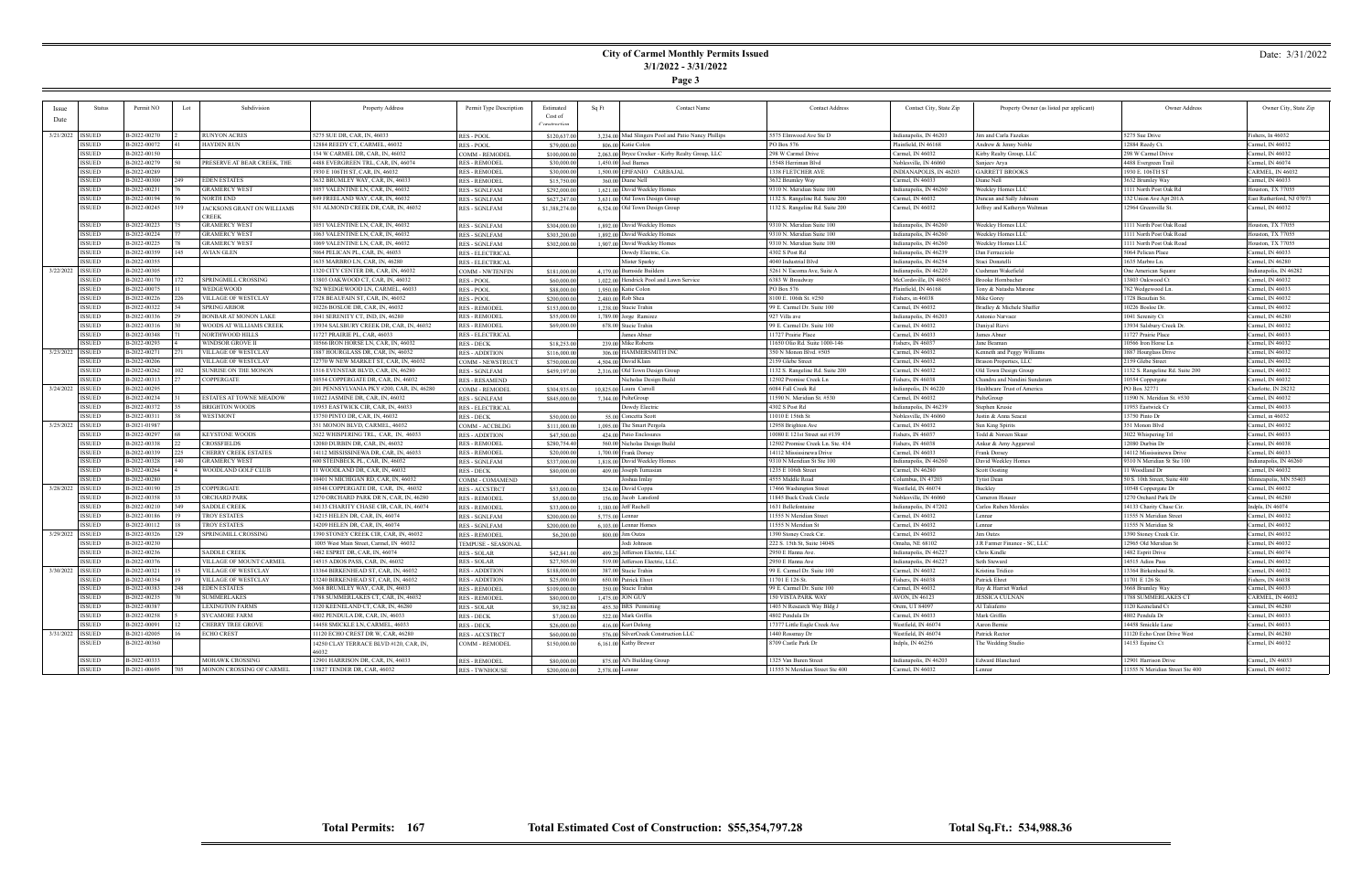# City of Carmel Monthly Permits Issued

## 3/1/2022 - 3/31/2022

Date: 3/31/2022

| Issue Date | Status | Permit NO | Lot | Subdivision | Property Address | Permit Type Description | Estimated Cost of Construction | Sq Ft | Contact Name | Contact Address | Contact City, State Zip | Property Owner (as listed per applicant) | Owner Address | Owner City, State Zip |
|---|---|---|---|---|---|---|---|---|---|---|---|---|---|---|
| 3/21/2022 | ISSUED | B-2022-00270 | 2 | RUNYON ACRES | 5275 SUE DR, CAR, IN, 46033 | RES - POOL | $120,637.00 | 3,234.00 | Mud Slingers Pool and Patio Nancy Phillips | 5575 Elmwood Ave Ste D | Indianapolis, IN 46203 | Jim and Carla Fazekas | 5275 Sue Drive | Fishers, In 46032 |
| | ISSUED | B-2022-00072 | 41 | HAYDEN RUN | 12884 REEDY CT, CARMEL, 46032 | RES - POOL | $79,000.00 | 806.00 | Katie Colon | PO Box 576 | Plainfield, IN 46168 | Andrew & Jenny Noble | 12884 Reedy Ct. | Carmel, IN 46032 |
| | ISSUED | B-2022-00150 | | | 154 W CARMEL DR, CAR, IN, 46032 | COMM - REMODEL | $100,000.00 | 2,063.00 | Bryce Crocker - Kirby Realty Group, LLC | 298 W Carmel Drive | Carmel, IN 46032 | Kirby Realty Group, LLC | 298 W Carmel Drive | Carmel, IN 46032 |
| | ISSUED | B-2022-00279 | 50 | PRESERVE AT BEAR CREEK, THE | 4488 EVERGREEN TRL, CAR, IN, 46074 | RES - REMODEL | $30,000.00 | 1,450.00 | Joel Barnes | 15548 Herriman Blvd | Noblesville, IN 46060 | Sanjeev Arya | 4488 Evergreen Trail | Carmel, IN 46074 |
| | ISSUED | B-2022-00289 | | | 1930 E 106TH ST, CAR, IN, 46032 | RES - REMODEL | $30,000.00 | 1,500.00 | EPIFANIO CARBAJAL | 1338 FLETCHER AVE | INDIANAPOLIS, IN 46203 | GARRETT BROOKS | 1930 E. 106TH ST | CARMEL, IN 46032 |
| | ISSUED | B-2022-00300 | 249 | EDEN ESTATES | 3632 BRUMLEY WAY, CAR, IN, 46033 | RES - REMODEL | $15,750.00 | 360.00 | Diane Nell | 3632 Brumley Way | Carmel, IN 46033 | Diane Nell | 3632 Brumley Way | Carmel, IN 46033 |
| | ISSUED | B-2022-00231 | 76 | GRAMERCY WEST | 1057 VALENTINE LN, CAR, IN, 46032 | RES - SGNLFAM | $292,000.00 | 1,621.00 | David Weekley Homes | 9310 N. Meridian Suite 100 | Indianapolis, IN 46260 | Weekley Homes LLC | 1111 North Post Oak Rd | Houston, TX 77055 |
| | ISSUED | B-2022-00194 | 56 | NORTH END | 849 FREELAND WAY, CAR, IN, 46032 | RES - SGNLFAM | $627,247.00 | 3,631.00 | Old Town Design Group | 1132 S. Rangeline Rd. Suite 200 | Carmel, IN 46032 | Duncan and Sally Johnson | 132 Union Ave Apt 201A | East Rutherford, NJ 07073 |
| | ISSUED | B-2022-00245 | 319 | JACKSONS GRANT ON WILLIAMS CREEK | 531 ALMOND CREEK DR, CAR, IN, 46032 | RES - SGNLFAM | $1,388,274.00 | 6,924.00 | Old Town Design Group | 1132 S. Rangeline Rd. Suite 200 | Carmel, IN 46032 | Jeffrey and Katheryn Waltman | 12964 Greenville St. | Carmel, IN 46032 |
| | ISSUED | B-2022-00223 | 75 | GRAMERCY WEST | 1051 VALENTINE LN, CAR, IN, 46032 | RES - SGNLFAM | $304,000.00 | 1,892.00 | David Weekley Homes | 9310 N. Meridian Suite 100 | Indianapolis, IN 46260 | Weekley Homes LLC | 1111 North Post Oak Road | Houston, TX 77055 |
| | ISSUED | B-2022-00224 | 77 | GRAMERCY WEST | 1063 VALENTINE LN, CAR, IN, 46032 | RES - SGNLFAM | $303,200.00 | 1,892.00 | David Weekley Homes | 9310 N. Meridian Suite 100 | Indianapolis, IN 46260 | Weekley Homes LLC | 1111 North Post Oak Road | Houston, TX 77055 |
| | ISSUED | B-2022-00225 | 78 | GRAMERCY WEST | 1069 VALENTINE LN, CAR, IN, 46032 | RES - SGNLFAM | $302,000.00 | 1,907.00 | David Weekley Homes | 9310 N. Meridian Suite 100 | Indianapolis, IN 46260 | Weekley Homes LLC | 1111 North Post Oak Road | Houston, TX 77055 |
| | ISSUED | B-2022-00359 | 145 | AVIAN GLEN | 5064 PELICAN PL, CAR, IN, 46033 | RES - ELECTRICAL | | | Dowdy Electric, Co. | 4302 S Post Rd | Indianapolis, IN 46239 | Dan Ferracciolo | 5064 Pelican Place | Carmel, IN 46033 |
| | ISSUED | B-2022-00355 | | | 1635 MARBRO LN, CAR, IN, 46280 | RES - ELECTRICAL | | | Mister Sparky | 4040 Industrial Blvd | Indianapolis, IN 46254 | Staci Donatelli | 1635 Marbro Ln. | Carmel, IN 46280 |
| 3/22/2022 | ISSUED | B-2022-00305 | | | 1320 CITY CENTER DR, CAR, IN, 46032 | COMM - NWTENFIN | $181,000.00 | 4,179.00 | Burnside Builders | 5261 N Tacoma Ave, Suite A | Indianapolis, IN 46220 | Cushman Wakefield | One American Square | Indianapolis, IN 46282 |
| | ISSUED | B-2022-00170 | 172 | SPRINGMILL CROSSING | 13803 OAKWOOD CT, CAR, IN, 46032 | RES - POOL | $60,000.00 | 1,022.00 | Hendrick Pool and Lawn Service | 6383 W Broadway | McCordsville, IN 46055 | Brooke Hornbacher | 13803 Oakwood Ct. | Carmel, IN 46032 |
| | ISSUED | B-2022-00075 | 11 | WEDGEWOOD | 782 WEDGEWOOD LN, CARMEL, 46033 | RES - POOL | $88,000.00 | 1,950.00 | Katie Colon | PO Box 576 | Plainfield, IN 46168 | Tony & Natasha Marone | 782 Wedgewood Ln. | Carmel, IN 46033 |
| | ISSUED | B-2022-00226 | 226 | VILLAGE OF WESTCLAY | 1728 BEAUFAIN ST, CAR, IN, 46032 | RES - POOL | $200,000.00 | 2,480.00 | Rob Shea | 8100 E. 106th St. #250 | Fishers, in 46038 | Mike Gorey | 1728 Beaufain St. | Carmel, IN 46032 |
| | ISSUED | B-2022-00122 | 34 | SPRING ARBOR | 10226 BOSLOE DR, CAR, IN, 46032 | RES - REMODEL | $153,000.00 | 1,238.00 | Stacie Trahin | 99 E. Carmel Dr. Suite 100 | Carmel, IN 46032 | Bradley & Michael Shaffer | 10226 Bosloe Dr. | Carmel, IN 46032 |
| | ISSUED | B-2022-00336 | 29 | BONBAR AT MONON LAKE | 1041 SERENITY CT, IND, IN, 46280 | RES - REMODEL | $55,000.00 | 1,789.00 | Jorge Ramirez | 927 Villa ave | Indianapolis, IN 46203 | Antonio Narvaez | 1041 Serenity Ct | Carmel, IN 46280 |
| | ISSUED | B-2022-00316 | 30 | WOODS AT WILLIAMS CREEK | 13934 SALSBURY CREEK DR, CAR, IN, 46032 | RES - REMODEL | $69,000.00 | 678.00 | Stacie Trahin | 99 E. Carmel Dr. Suite 100 | Carmel, IN 46032 | Daniyal Rizvi | 13934 Salsbury Creek Dr. | Carmel, IN 46032 |
| | ISSUED | B-2022-00348 | 71 | NORTHWOOD HILLS | 11727 PRAIRIE PL, CAR, 46033 | RES - ELECTRICAL | | | James Abner | 11727 Prairie Place | Carmel, IN 46033 | James Abner | 11727 Prairie Place | Carmel, IN 46033 |
| | ISSUED | B-2022-00293 | 4 | WINDSOR GROVE II | 10566 IRON HORSE LN, CAR, IN, 46032 | RES - DECK | $18,253.00 | 239.00 | Mike Roberts | 11650 Olio Rd. Suite 1000-146 | Fishers, IN 46037 | Jane Beaman | 10566 Iron Horse Ln | Carmel, IN 46032 |
| 3/23/2022 | ISSUED | B-2022-00271 | 271 | VILLAGE OF WESTCLAY | 1887 HOURGLASS DR, CAR, IN, 46032 | RES - ADDITION | $116,000.00 | 306.00 | HAMMERSMITH INC | 350 N Monon Blvd. #505 | Carmel, IN 46032 | Kenneth and Peggy Williams | 1887 Hourglass Drive | Carmel, IN 46032 |
| | ISSUED | B-2022-00206 | | VILLAGE OF WESTCLAY | 12770 W NEW MARKET ST, CAR, IN, 46032 | COMM - NEWSTRUCT | $750,000.00 | 4,504.00 | David Klain | 2159 Glebe Street | Carmel, IN 46032 | Brason Properties, LLC | 2159 Glebe Street | Carmel, IN 46032 |
| | ISSUED | B-2022-00262 | 102 | SUNRISE ON THE MONON | 1516 EVENSTAR BLVD, CAR, IN, 46280 | RES - SGNLFAM | $459,197.00 | 2,316.00 | Old Town Design Group | 1132 S. Rangeline Rd. Suite 200 | Carmel, IN 46032 | Old Town Design Group | 1132 S. Rangeline Rd. Suite 200 | Carmel, IN 46032 |
| | ISSUED | B-2022-00313 | 27 | COPPERGATE | 10554 COPPERGATE DR, CAR, IN, 46032 | RES - RESAMEND | | | Nicholas Design Build | 12502 Promise Creek Ln | Fishers, IN 46038 | Chandru and Nandini Sundaram | 10554 Coppergate | Carmel, IN 46032 |
| 3/24/2022 | ISSUED | B-2022-00295 | | | 201 PENNSYLVANIA PKY #200, CAR, IN, 46280 | COMM - REMODEL | $304,935.00 | 10,825.00 | Laura Carroll | 6084 Fall Creek Rd | Indianapolis, IN 46220 | Healthcare Trust of America | PO Box 32771 | Charlotte, IN 28232 |
| | ISSUED | B-2022-00234 | 31 | ESTATES AT TOWNE MEADOW | 11022 JASMINE DR, CAR, IN, 46032 | RES - SGNLFAM | $845,000.00 | 7,344.00 | PulteGroup | 11590 N. Meridian St. #530 | Carmel, IN 46032 | PulteGroup | 11590 N. Meridian St. #530 | Carmel, IN 46032 |
| | ISSUED | B-2022-00372 | 35 | BRIGHTON WOODS | 11953 EASTWICK CIR, CAR, IN, 46033 | RES - ELECTRICAL | | | Dowdy Electric | 4302 S Post Rd | Indianapolis, IN 46239 | Stephen Krouse | 11953 Eastwick Cir | Carmel, IN 46033 |
| | ISSUED | B-2022-00311 | 38 | WESTMONT | 13750 PINTO DR, CAR, IN, 46032 | RES - DECK | $50,000.00 | 55.00 | Concetta Scott | 11010 E 156th St | Noblesville, IN 46060 | Justin & Anna Szocai | 13750 Pinto Dr | Carmel, in 46032 |
| 3/25/2022 | ISSUED | B-2021-01987 | | | 351 MONON BLVD, CARMEL, 46032 | COMM - ACCBLDG | $111,000.00 | 1,095.00 | The Smart Pergola | 12958 Brighton Ave | Carmel, IN 46032 | Sun King Spirits | 351 Monon Blvd | Carmel, IN 46032 |
| | ISSUED | B-2022-00297 | 68 | KEYSTONE WOODS | 3022 WHISPERING TRL, CAR, IN, 46033 | RES - ADDITION | $47,500.00 | 424.00 | Patio Enclosures | 10080 E 121st Street sut #139 | Fishers, IN 46037 | Todd & Noreen Skaar | 3022 Whispering Trl | Carmel, IN 46033 |
| | ISSUED | B-2022-00338 | 22 | CROSSFIELDS | 12080 DURBIN DR, CAR, IN, 46032 | RES - REMODEL | $280,754.40 | 560.00 | Nicholas Design Build | 12502 Promise Creek Ln. Ste. 434 | Fishers, IN 46038 | Ankur & Amy Aggarwal | 12080 Durbin Dr | Carmel, IN 46038 |
| | ISSUED | B-2022-00339 | 225 | CHERRY CREEK ESTATES | 14112 MISSISSINEWA DR, CAR, IN, 46033 | RES - REMODEL | $20,000.00 | 1,700.00 | Frank Dorsey | 14112 Mississinewa Drive | Carmel, IN 46033 | Frank Dorsey | 14112 Mississinewa Drive | Carmel, IN 46033 |
| | ISSUED | B-2022-00328 | 140 | GRAMERCY WEST | 600 STEINBECK PL, CAR, IN, 46032 | RES - SGNLFAM | $337,000.00 | 1,818.00 | David Weekley Homes | 9310 N Meridian St Ste 100 | Indianapolis, IN 46260 | David Weekley Homes | 9310 N Meridian St Ste 100 | Indianapolis, IN 46260 |
| | ISSUED | B-2022-00264 | 4 | WOODLAND GOLF CLUB | 11 WOODLAND DR, CAR, IN, 46032 | RES - DECK | $80,000.00 | 409.00 | Joseph Tumasian | 1235 E 106th Street | Carmel, IN 46280 | Scott Oesting | 11 Woodland Dr | Carmel, IN 46032 |
| | ISSUED | B-2022-00280 | | | 10401 N MICHIGAN RD, CAR, IN, 46032 | COMM - COMAMEND | | | Joshua Imlay | 4555 Middle Road | Columbus, IN 47203 | Tyriet Dean | 50 S. 10th Street, Suite 400 | Minneapolis, MN 55403 |
| 3/28/2022 | ISSUED | B-2022-00190 | 25 | COPPERGATE | 10548 COPPERGATE DR, CAR, IN, 46032 | RES - ACCSTRCT | $53,000.00 | 324.00 | David Coppa | 17466 Washington Street | Westfield, IN 46074 | Buckley | 10548 Coppergate Dr | Carmel, IN 46032 |
| | ISSUED | B-2022-00358 | 33 | ORCHARD PARK | 1270 ORCHARD PARK DR N, CAR, IN, 46280 | RES - REMODEL | $5,000.00 | 156.00 | Jacob Lunsford | 11845 Buck Creek Circle | Noblesville, IN 46060 | Cameron Houser | 1270 Orchard Park Dr | Carmel, IN 46280 |
| | ISSUED | B-2022-00210 | 349 | SADDLE CREEK | 14133 CHARITY CHASE CIR, CAR, IN, 46074 | RES - REMODEL | $33,000.00 | 1,180.00 | Jeff Rachell | 1631 Bellefontaine | Indianapolis, IN 47202 | Carlos Ruben Morales | 14133 Charity Chase Cir. | Indpls, IN 46074 |
| | ISSUED | B-2022-00186 | 19 | TROY ESTATES | 14215 HELEN DR, CAR, IN, 46074 | RES - SGNLFAM | $200,000.00 | 5,775.00 | Lennar | 11555 N Meridian Street | Carmel, IN 46032 | Lennar | 11555 N Meridian Street | Carmel, IN 46032 |
| | ISSUED | B-2022-00112 | 18 | TROY ESTATES | 14209 HELEN DR, CAR, IN, 46074 | RES - SGNLFAM | $200,000.00 | 6,103.00 | Lennar Homes | 11555 N Meridian St | Carmel, IN 46032 | Lennar | 11555 N Meridian St | Carmel, IN 46032 |
| 3/29/2022 | ISSUED | B-2022-00326 | 129 | SPRINGMILL CROSSING | 1390 STONEY CREEK CIR, CAR, IN, 46032 | RES - REMODEL | $6,200.00 | 800.00 | Jim Oates | 1390 Stoney Creek Cir. | Carmel, IN 46032 | Jim Oates | 1390 Stoney Creek Cir. | Carmel, IN 46032 |
| | ISSUED | B-2022-00230 | | | 1005 West Main Street, Carmel, IN 46032 | TEMPUSE - SEASONAL | | | Jodi Johnson | 222 S. 15th St, Suite 1404S | Omaha, NE 68102 | J.R Farmer Finance - SC, LLC | 12965 Old Meridian St | Carmel, IN 46032 |
| | ISSUED | B-2022-00236 | | SADDLE CREEK | 1482 ESPRIT DR, CAR, IN, 46074 | RES - SOLAR | $42,841.00 | 409.20 | Jefferson Electric, LLC | 2950 E Hanna Ave. | Indianapolis, IN 46227 | Chris Kindle | 1482 Esprit Drive | Carmel, IN 46074 |
| | ISSUED | B-2022-00376 | | VILLAGE OF MOUNT CARMEL | 14515 ADIOS PASS, CAR, IN, 46032 | RES - SOLAR | $27,505.00 | 519.00 | Jefferson Electric, LLC | 2950 E Hanna Ave | Indianapolis, IN 46227 | Seth Steward | 14515 Adios Pass | Carmel, IN 46032 |
| 3/30/2022 | ISSUED | B-2022-00321 | 15 | VILLAGE OF WESTCLAY | 13364 BIRKENHEAD ST, CAR, IN, 46032 | RES - ADDITION | $188,000.00 | 387.00 | Stacie Trahin | 99 E. Carmel Dr. Suite 100 | Carmel, IN 46032 | Kristina Tridico | 13364 Birkenhead St. | Carmel, IN 46032 |
| | ISSUED | B-2022-00354 | 19 | VILLAGE OF WESTCLAY | 13240 BIRKENHEAD ST, CAR, IN, 46032 | RES - ADDITION | $25,000.00 | 650.00 | Patrick Ehret | 11701 E 126 St. | Fishers, IN 46038 | Patrick Ehret | 11701 E 126 St. | Fishers, IN 46038 |
| | ISSUED | B-2022-00383 | 248 | EDEN ESTATES | 3668 BRUMLEY WAY, CAR, IN, 46033 | RES - REMODEL | $109,000.00 | 350.00 | Stacie Trahin | 99 E. Carmel Dr. Suite 100 | Carmel, IN 46032 | Ray & Harriet Warkel | 3668 Brumley Way | Carmel, IN 46033 |
| | ISSUED | B-2022-00235 | 70 | SUMMERLAKES | 1788 SUMMERLAKES CT, CAR, IN, 46032 | RES - REMODEL | $80,000.00 | 1,475.00 | JON GUY | 150 VISTA PARK WAY | AVON, IN 46123 | JESSICA CULNAN | 1788 SUMMERLAKES CT | CARMEL, IN 46032 |
| | ISSUED | B-2022-00387 | | LEXINGTON FARMS | 1120 KEENELAND CT, CAR, IN, 46280 | RES - SOLAR | $9,382.88 | 455.30 | BRS Permitting | 1403 N Research Way Bldg J | Orem, UT 84097 | Al Taliaferro | 1120 Keeneland Ct | Carmel, IN 46280 |
| | ISSUED | B-2022-00258 | 5 | SYCAMORE FARM | 4802 PENDULA DR, CAR, IN, 46033 | RES - DECK | $7,000.00 | 522.00 | Mark Griffin | 4802 Pendula Dr | Carmel, IN 46033 | Mark Griffin | 4802 Pendula Dr | Carmel, IN 46033 |
| | ISSUED | B-2022-00091 | 12 | CHERRY TREE GROVE | 14458 SMICKLE LN, CARMEL, 46033 | RES - DECK | $26,000.00 | 416.00 | Kurt Delong | 17377 Little Eagle Creek Ave | Westfield, IN 46074 | Aaron Barnne | 14458 Smickle Lane | Carmel, IN 46033 |
| 3/31/2022 | ISSUED | B-2021-02005 | 16 | ECHO CREST | 11120 ECHO CREST DR W, CAR, IN, 46280 | RES - ACCSTRCT | $60,000.00 | 576.00 | SilverCreek Construction LLC | 1440 Rosemay Dr | Westfield, IN 46074 | Patrick Rector | 11120 Echo Crest Drive West | Carmel, IN 46280 |
| | ISSUED | B-2022-00360 | | | 14250 CLAY TERRACE BLVD #120, CAR, IN, 46032 | COMM - REMODEL | $150,000.00 | 6,161.00 | Kathy Brewer | 8709 Castle Park Dr | Indpls, IN 46256 | The Wedding Studio | 14153 Equine Ct | Carmel, IN 46032 |
| | ISSUED | B-2022-00333 | | MOHAWK CROSSING | 12901 HARRISON DR, CAR, IN, 46033 | RES - REMODEL | $80,000.00 | 875.00 | Al's Building Group | 1325 Van Buren Street | Indianapolis, IN 46203 | Edward Blanchard | 12901 Harrison Drive | Carmel,, IN 46033 |
| | ISSUED | B-2021-00695 | 705 | MONON CROSSING OF CARMEL | 13827 TENDER DR, CAR, 46032 | RES - TWNHOUSE | $200,000.00 | 2,578.00 | Lennar | 11555 N Meridian Street Ste 400 | Carmel, IN 46032 | Lennar | 11555 N Meridian Street Ste 400 | Carmel, IN 46032 |

**Total Permits: 167** **Total Estimated Cost of Construction: $55,354,797.28** **Total Sq.Ft.: 534,988.36**